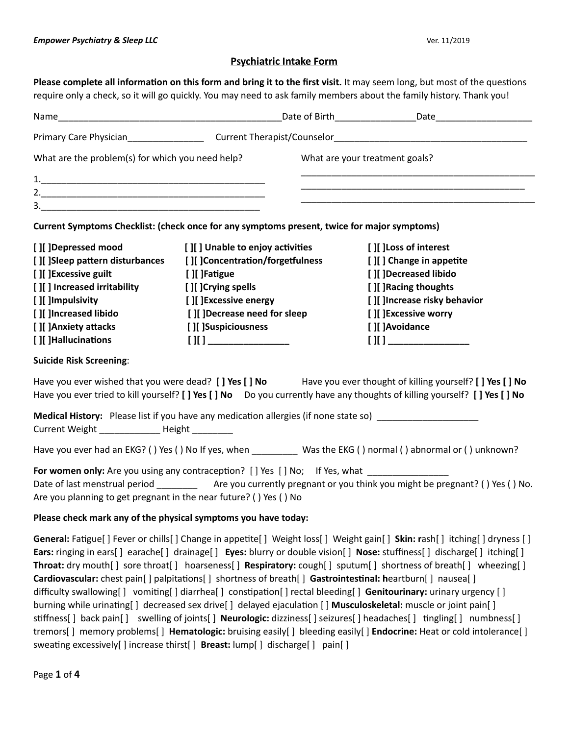*Empower Psychiatry & Sleep LLC* Ver. 11/2019

# Psychiatric Intake Form

**Please complete all information on this form and bring it to the first visit.** It may seem long, but most of the questions require only a check, so it will go quickly. You may need to ask family members about the family history. Thank you!

Name_____________________________________________Date of Birth________________Date___________________

Primary Care Physician_______________ Current Therapist/Counselor_______________________________________

What are the problem(s) for which you need help?

1.____________________________________________
2.____________________________________________
3.____________________________________________

What are your treatment goals?

_______________________________________________
_______________________________________________
_______________________________________________

**Current Symptoms Checklist: (check once for any symptoms present, twice for major symptoms)**

| | | |
|---|---|---|
| **[ ][ ]Depressed mood** | **[ ][ ] Unable to enjoy activities** | **[ ][ ]Loss of interest** |
| **[ ][ ]Sleep pattern disturbances** | **[ ][ ]Concentration/forgetfulness** | **[ ][ ] Change in appetite** |
| **[ ][ ]Excessive guilt** | **[ ][ ]Fatigue** | **[ ][ ]Decreased libido** |
| **[ ][ ] Increased irritability** | **[ ][ ]Crying spells** | **[ ][ ]Racing thoughts** |
| **[ ][ ]Impulsivity** | **[ ][ ]Excessive energy** | **[ ][ ]Increase risky behavior** |
| **[ ][ ]Increased libido** | **[ ][ ]Decrease need for sleep** | **[ ][ ]Excessive worry** |
| **[ ][ ]Anxiety attacks** | **[ ][ ]Suspiciousness** | **[ ][ ]Avoidance** |
| **[ ][ ]Hallucinations** | **[ ][ ] ________________** | **[ ][ ] ________________** |

**Suicide Risk Screening**:

Have you ever wished that you were dead? **[ ] Yes [ ] No** Have you ever thought of killing yourself? **[ ] Yes [ ] No**
Have you ever tried to kill yourself? **[ ] Yes [ ] No** Do you currently have any thoughts of killing yourself? **[ ] Yes [ ] No**

**Medical History:** Please list if you have any medication allergies (if none state so) ____________________
Current Weight ____________ Height ________

Have you ever had an EKG? ( ) Yes ( ) No If yes, when _________ Was the EKG ( ) normal ( ) abnormal or ( ) unknown?

**For women only:** Are you using any contraception? [ ] Yes [ ] No; If Yes, what ________________
Date of last menstrual period ________ Are you currently pregnant or you think you might be pregnant? ( ) Yes ( ) No.
Are you planning to get pregnant in the near future? ( ) Yes ( ) No

**Please check mark any of the physical symptoms you have today:**

**General:** Fatigue[ ] Fever or chills[ ] Change in appetite[ ] Weight loss[ ] Weight gain[ ] **Skin: r**ash[ ] itching[ ] dryness [ ] **Ears:** ringing in ears[ ] earache[ ] drainage[ ] **Eyes:** blurry or double vision[ ] **Nose:** stuffiness[ ] discharge[ ] itching[ ] **Throat:** dry mouth[ ] sore throat[ ] hoarseness[ ] **Respiratory:** cough[ ] sputum[ ] shortness of breath[ ] wheezing[ ] **Cardiovascular:** chest pain[ ] palpitations[ ] shortness of breath[ ] **Gastrointestinal: h**eartburn[ ] nausea[ ] difficulty swallowing[ ] vomiting[ ] diarrhea[ ] constipation[ ] rectal bleeding[ ] **Genitourinary:** urinary urgency [ ] burning while urinating[ ] decreased sex drive[ ] delayed ejaculation [ ] **Musculoskeletal:** muscle or joint pain[ ] stiffness[ ] back pain[ ] swelling of joints[ ] **Neurologic:** dizziness[ ] seizures[ ] headaches[ ] tingling[ ] numbness[ ] tremors[ ] memory problems[ ] **Hematologic:** bruising easily[ ] bleeding easily[ ] **Endocrine:** Heat or cold intolerance[ ] sweating excessively[ ] increase thirst[ ] **Breast:** lump[ ] discharge[ ] pain[ ]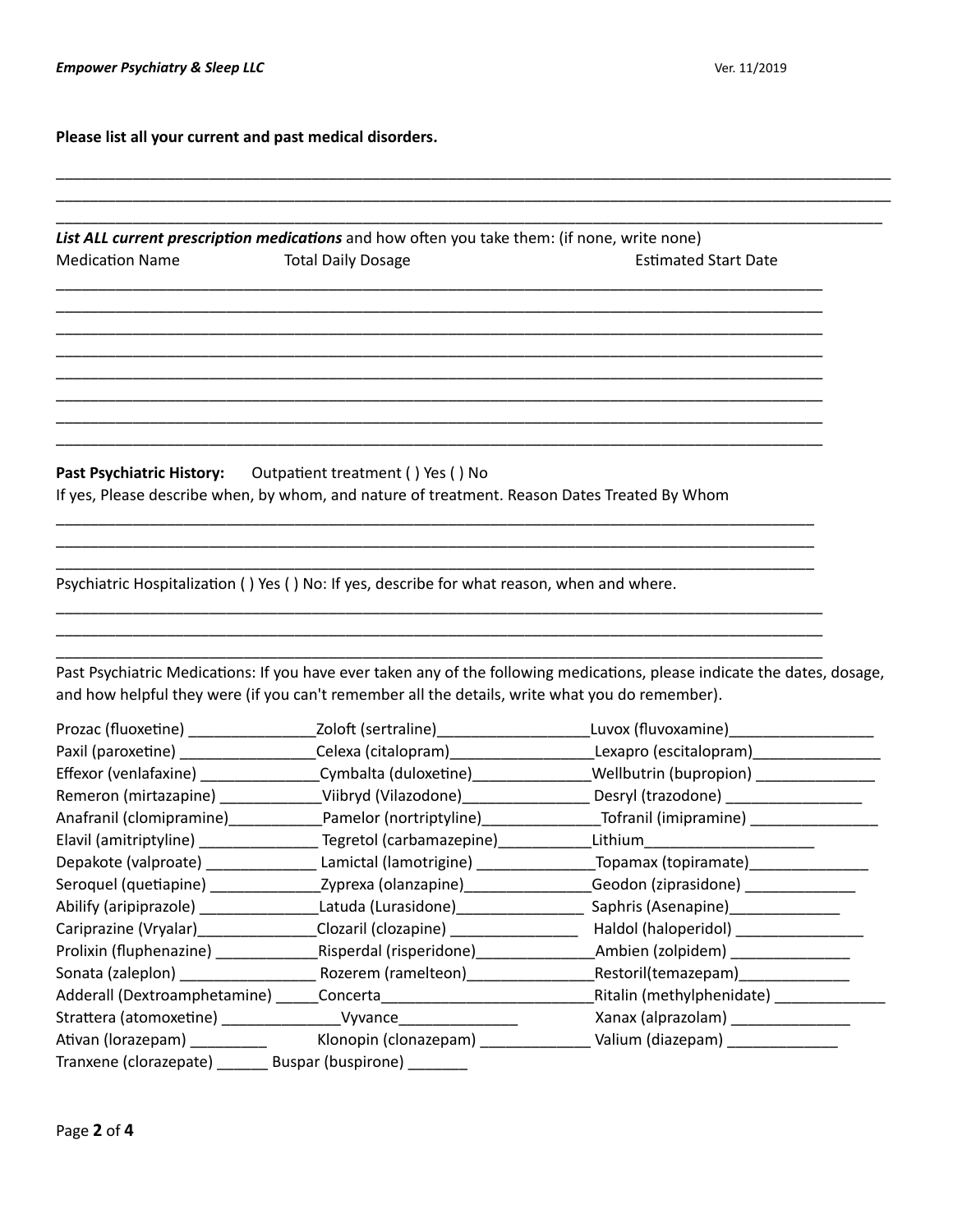**Please list all your current and past medical disorders.**

\_\_\_\_\_\_\_\_\_\_\_\_\_\_\_\_\_\_\_\_\_\_\_\_\_\_\_\_\_\_\_\_\_\_\_\_\_\_\_\_\_\_\_\_\_\_\_\_\_\_\_\_\_\_\_\_\_\_\_\_\_\_\_\_\_\_\_\_\_\_\_\_\_\_\_\_\_\_

\_\_\_\_\_\_\_\_\_\_\_\_\_\_\_\_\_\_\_\_\_\_\_\_\_\_\_\_\_\_\_\_\_\_\_\_\_\_\_\_\_\_\_\_\_\_\_\_\_\_\_\_\_\_\_\_\_\_\_\_\_\_\_\_\_\_\_\_\_\_\_\_\_\_\_\_\_\_

\_\_\_\_\_\_\_\_\_\_\_\_\_\_\_\_\_\_\_\_\_\_\_\_\_\_\_\_\_\_\_\_\_\_\_\_\_\_\_\_\_\_\_\_\_\_\_\_\_\_\_\_\_\_\_\_\_\_\_\_\_\_\_\_\_\_\_\_\_\_\_\_\_\_\_\_\_\_

***List ALL current prescription medications*** and how often you take them: (if none, write none)

| Medication Name | Total Daily Dosage | Estimated Start Date |
| --- | --- | --- |
| | | |
| | | |
| | | |
| | | |
| | | |
| | | |
| | | |
| | | |

**Past Psychiatric History:** Outpatient treatment ( ) Yes ( ) No

If yes, Please describe when, by whom, and nature of treatment. Reason Dates Treated By Whom

\_\_\_\_\_\_\_\_\_\_\_\_\_\_\_\_\_\_\_\_\_\_\_\_\_\_\_\_\_\_\_\_\_\_\_\_\_\_\_\_\_\_\_\_\_\_\_\_\_\_\_\_\_\_\_\_\_\_\_\_\_\_\_\_\_\_\_\_\_\_\_\_\_\_\_\_\_\_

\_\_\_\_\_\_\_\_\_\_\_\_\_\_\_\_\_\_\_\_\_\_\_\_\_\_\_\_\_\_\_\_\_\_\_\_\_\_\_\_\_\_\_\_\_\_\_\_\_\_\_\_\_\_\_\_\_\_\_\_\_\_\_\_\_\_\_\_\_\_\_\_\_\_\_\_\_\_

\_\_\_\_\_\_\_\_\_\_\_\_\_\_\_\_\_\_\_\_\_\_\_\_\_\_\_\_\_\_\_\_\_\_\_\_\_\_\_\_\_\_\_\_\_\_\_\_\_\_\_\_\_\_\_\_\_\_\_\_\_\_\_\_\_\_\_\_\_\_\_\_\_\_\_\_\_\_

Psychiatric Hospitalization ( ) Yes ( ) No: If yes, describe for what reason, when and where.

\_\_\_\_\_\_\_\_\_\_\_\_\_\_\_\_\_\_\_\_\_\_\_\_\_\_\_\_\_\_\_\_\_\_\_\_\_\_\_\_\_\_\_\_\_\_\_\_\_\_\_\_\_\_\_\_\_\_\_\_\_\_\_\_\_\_\_\_\_\_\_\_\_\_\_\_\_\_

\_\_\_\_\_\_\_\_\_\_\_\_\_\_\_\_\_\_\_\_\_\_\_\_\_\_\_\_\_\_\_\_\_\_\_\_\_\_\_\_\_\_\_\_\_\_\_\_\_\_\_\_\_\_\_\_\_\_\_\_\_\_\_\_\_\_\_\_\_\_\_\_\_\_\_\_\_\_

\_\_\_\_\_\_\_\_\_\_\_\_\_\_\_\_\_\_\_\_\_\_\_\_\_\_\_\_\_\_\_\_\_\_\_\_\_\_\_\_\_\_\_\_\_\_\_\_\_\_\_\_\_\_\_\_\_\_\_\_\_\_\_\_\_\_\_\_\_\_\_\_\_\_\_\_\_\_

Past Psychiatric Medications: If you have ever taken any of the following medications, please indicate the dates, dosage, and how helpful they were (if you can't remember all the details, write what you do remember).

| | | |
| --- | --- | --- |
| Prozac (fluoxetine) \_\_\_\_\_\_\_\_ | Zoloft (sertraline) \_\_\_\_\_\_\_\_ | Luvox (fluvoxamine) \_\_\_\_\_\_\_\_ |
| Paxil (paroxetine) \_\_\_\_\_\_\_\_ | Celexa (citalopram) \_\_\_\_\_\_\_\_ | Lexapro (escitalopram) \_\_\_\_\_\_\_\_ |
| Effexor (venlafaxine) \_\_\_\_\_\_\_\_ | Cymbalta (duloxetine) \_\_\_\_\_\_\_\_ | Wellbutrin (bupropion) \_\_\_\_\_\_\_\_ |
| Remeron (mirtazapine) \_\_\_\_\_\_\_\_ | Viibryd (Vilazodone) \_\_\_\_\_\_\_\_ | Desryl (trazodone) \_\_\_\_\_\_\_\_ |
| Anafranil (clomipramine) \_\_\_\_\_\_\_\_ | Pamelor (nortriptyline) \_\_\_\_\_\_\_\_ | Tofranil (imipramine) \_\_\_\_\_\_\_\_ |
| Elavil (amitriptyline) \_\_\_\_\_\_\_\_ | Tegretol (carbamazepine) \_\_\_\_\_\_\_\_ | Lithium \_\_\_\_\_\_\_\_ |
| Depakote (valproate) \_\_\_\_\_\_\_\_ | Lamictal (lamotrigine) \_\_\_\_\_\_\_\_ | Topamax (topiramate) \_\_\_\_\_\_\_\_ |
| Seroquel (quetiapine) \_\_\_\_\_\_\_\_ | Zyprexa (olanzapine) \_\_\_\_\_\_\_\_ | Geodon (ziprasidone) \_\_\_\_\_\_\_\_ |
| Abilify (aripiprazole) \_\_\_\_\_\_\_\_ | Latuda (Lurasidone) \_\_\_\_\_\_\_\_ | Saphris (Asenapine) \_\_\_\_\_\_\_\_ |
| Cariprazine (Vryalar) \_\_\_\_\_\_\_\_ | Clozaril (clozapine) \_\_\_\_\_\_\_\_ | Haldol (haloperidol) \_\_\_\_\_\_\_\_ |
| Prolixin (fluphenazine) \_\_\_\_\_\_\_\_ | Risperdal (risperidone) \_\_\_\_\_\_\_\_ | Ambien (zolpidem) \_\_\_\_\_\_\_\_ |
| Sonata (zaleplon) \_\_\_\_\_\_\_\_ | Rozerem (ramelteon) \_\_\_\_\_\_\_\_ | Restoril(temazepam) \_\_\_\_\_\_\_\_ |
| Adderall (Dextroamphetamine) \_\_\_\_\_\_\_\_ | Concerta \_\_\_\_\_\_\_\_ | Ritalin (methylphenidate) \_\_\_\_\_\_\_\_ |
| Strattera (atomoxetine) \_\_\_\_\_\_\_\_ | Vyvance \_\_\_\_\_\_\_\_ | Xanax (alprazolam) \_\_\_\_\_\_\_\_ |
| Ativan (lorazepam) \_\_\_\_\_\_\_\_ | Klonopin (clonazepam) \_\_\_\_\_\_\_\_ | Valium (diazepam) \_\_\_\_\_\_\_\_ |
| Tranxene (clorazepate) \_\_\_\_\_\_\_\_ | Buspar (buspirone) \_\_\_\_\_\_\_\_ | |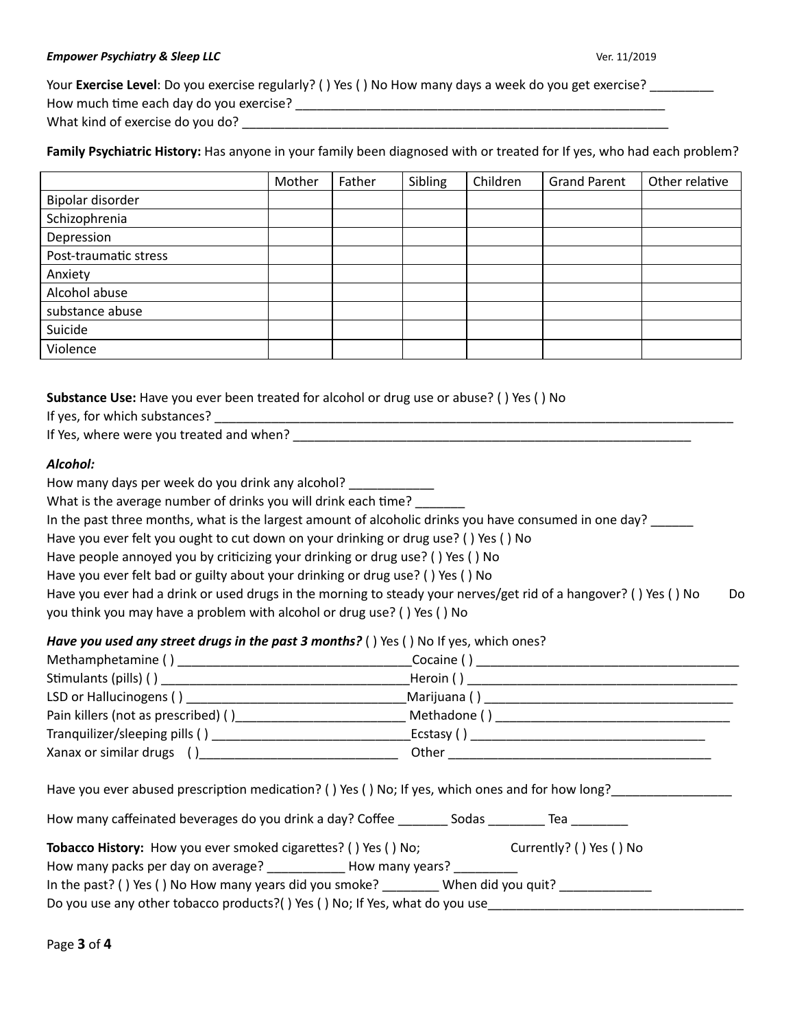Your **Exercise Level**: Do you exercise regularly? ( ) Yes ( ) No How many days a week do you get exercise? _________
How much time each day do you exercise? _______________________________________________________
What kind of exercise do you do? ______________________________________________________________

**Family Psychiatric History:** Has anyone in your family been diagnosed with or treated for If yes, who had each problem?

| | Mother | Father | Sibling | Children | Grand Parent | Other relative |
|---|---|---|---|---|---|---|
| Bipolar disorder | | | | | | |
| Schizophrenia | | | | | | |
| Depression | | | | | | |
| Post-traumatic stress | | | | | | |
| Anxiety | | | | | | |
| Alcohol abuse | | | | | | |
| substance abuse | | | | | | |
| Suicide | | | | | | |
| Violence | | | | | | |

**Substance Use:** Have you ever been treated for alcohol or drug use or abuse? ( ) Yes ( ) No
If yes, for which substances? ____________________________________________________________________________
If Yes, where were you treated and when? _____________________________________________________________

***Alcohol:***

How many days per week do you drink any alcohol? ____________
What is the average number of drinks you will drink each time? _______
In the past three months, what is the largest amount of alcoholic drinks you have consumed in one day? ______
Have you ever felt you ought to cut down on your drinking or drug use? ( ) Yes ( ) No
Have people annoyed you by criticizing your drinking or drug use? ( ) Yes ( ) No
Have you ever felt bad or guilty about your drinking or drug use? ( ) Yes ( ) No
Have you ever had a drink or used drugs in the morning to steady your nerves/get rid of a hangover? ( ) Yes ( ) No Do you think you may have a problem with alcohol or drug use? ( ) Yes ( ) No

***Have you used any street drugs in the past 3 months?*** ( ) Yes ( ) No If yes, which ones?

Methamphetamine ( ) _________________________________ Cocaine ( ) _____________________________________
Stimulants (pills) ( ) ___________________________________ Heroin ( ) ______________________________________
LSD or Hallucinogens ( ) _______________________________ Marijuana ( ) ___________________________________
Pain killers (not as prescribed) ( ) ________________________ Methadone ( ) __________________________________
Tranquilizer/sleeping pills ( ) ____________________________ Ecstasy ( ) _________________________________
Xanax or similar drugs ( ) ____________________________ Other ______________________________________

Have you ever abused prescription medication? ( ) Yes ( ) No; If yes, which ones and for how long?_________________

How many caffeinated beverages do you drink a day? Coffee _______ Sodas ________ Tea ________

**Tobacco History:** How you ever smoked cigarettes? ( ) Yes ( ) No; Currently? ( ) Yes ( ) No
How many packs per day on average? ___________ How many years? _________
In the past? ( ) Yes ( ) No How many years did you smoke? ________ When did you quit? _____________
Do you use any other tobacco products?( ) Yes ( ) No; If Yes, what do you use____________________________________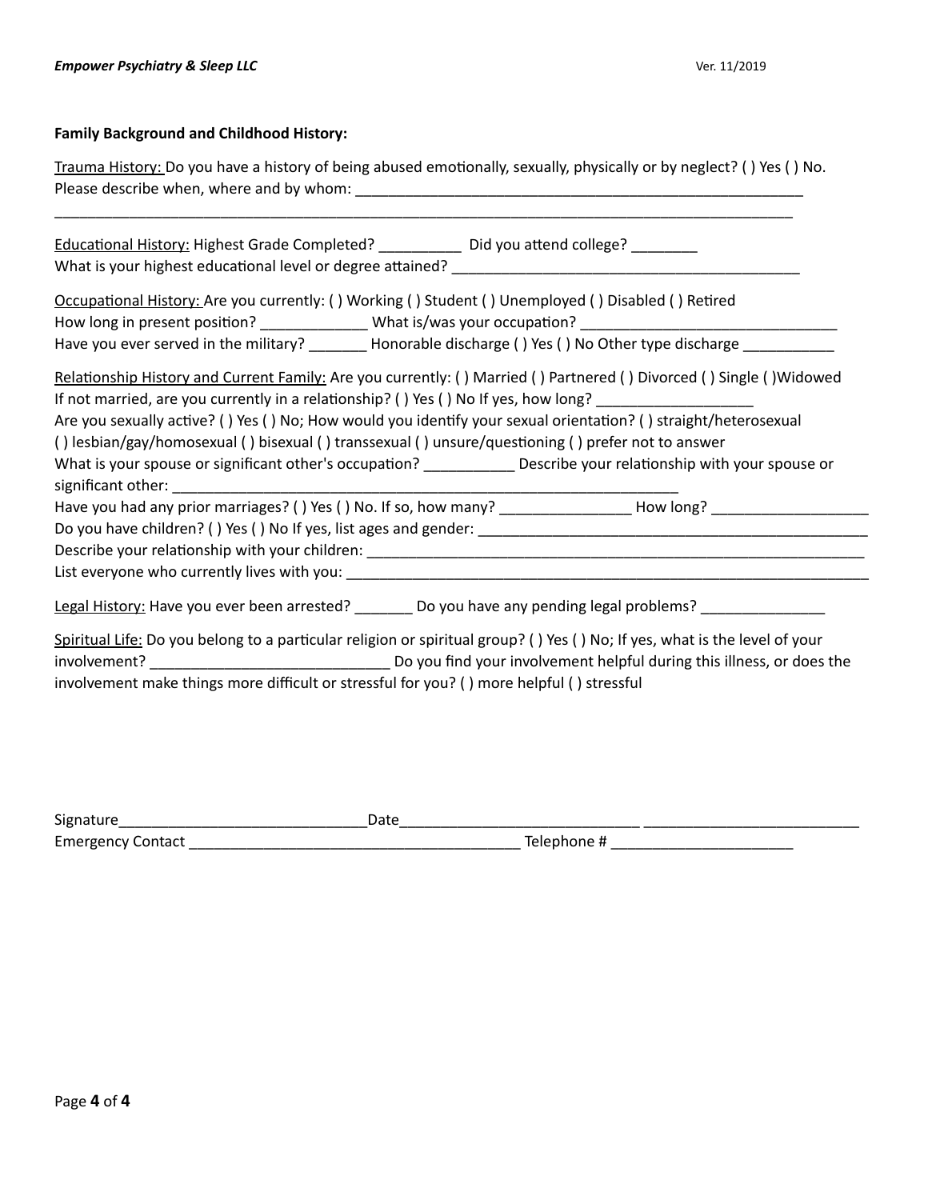**Family Background and Childhood History:**

Trauma History: Do you have a history of being abused emotionally, sexually, physically or by neglect? ( ) Yes ( ) No.
Please describe when, where and by whom: _______________________________________________________
_______________________________________________________________________________________________

Educational History: Highest Grade Completed? __________ Did you attend college? ________
What is your highest educational level or degree attained? __________________________________________

Occupational History: Are you currently: ( ) Working ( ) Student ( ) Unemployed ( ) Disabled ( ) Retired
How long in present position? _____________ What is/was your occupation? _______________________________
Have you ever served in the military? _______ Honorable discharge ( ) Yes ( ) No Other type discharge ___________

Relationship History and Current Family: Are you currently: ( ) Married ( ) Partnered ( ) Divorced ( ) Single ( )Widowed
If not married, are you currently in a relationship? ( ) Yes ( ) No If yes, how long? ___________________
Are you sexually active? ( ) Yes ( ) No; How would you identify your sexual orientation? ( ) straight/heterosexual
( ) lesbian/gay/homosexual ( ) bisexual ( ) transsexual ( ) unsure/questioning ( ) prefer not to answer
What is your spouse or significant other's occupation? ___________ Describe your relationship with your spouse or significant other: _______________________________________________________________
Have you had any prior marriages? ( ) Yes ( ) No. If so, how many? ________________ How long? ___________________
Do you have children? ( ) Yes ( ) No If yes, list ages and gender: _________________________________________________
Describe your relationship with your children: ______________________________________________________________
List everyone who currently lives with you: __________________________________________________________________

Legal History: Have you ever been arrested? _______ Do you have any pending legal problems? _______________

Spiritual Life: Do you belong to a particular religion or spiritual group? ( ) Yes ( ) No; If yes, what is the level of your involvement? _____________________________ Do you find your involvement helpful during this illness, or does the involvement make things more difficult or stressful for you? ( ) more helpful ( ) stressful

Signature______________________________Date____________________________ __________________________
Emergency Contact ________________________________________ Telephone # ______________________